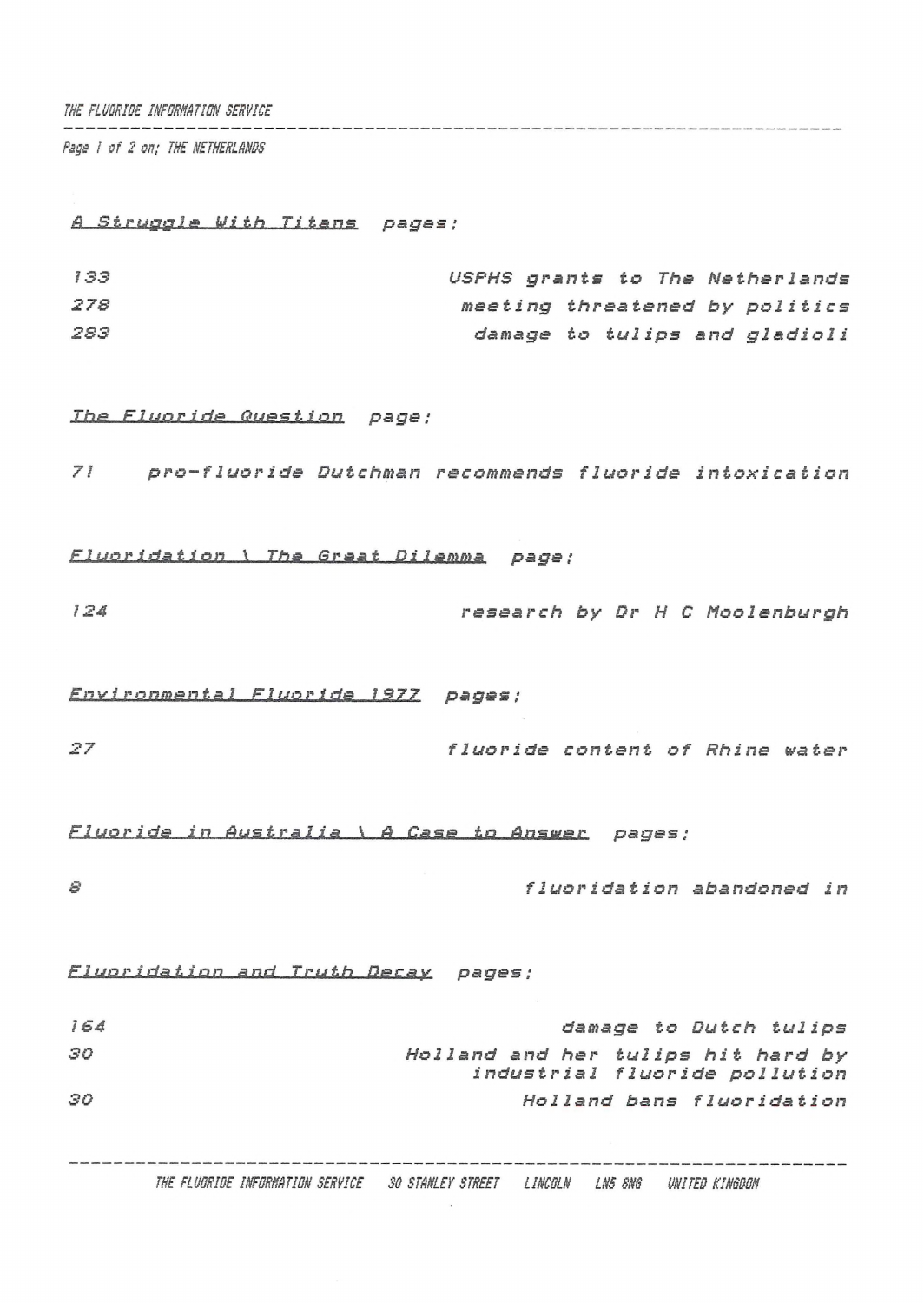THE FLUORIDE INFORMATION SERVICE

Page 1 of 2 on; THE NETHERLANDS

<u>A Struggle With Titans</u> pages;

| | |
|---|---|
| 133 | USPHS grants to The Netherlands |
| 278 | meeting threatened by politics |
| 283 | damage to tulips and gladioli |

<u>The Fluoride Question</u> page;

71 pro-fluoride Dutchman recommends fluoride intoxication

<u>Fluoridation \ The Great Dilemma</u> page;

| | |
|---|---|
| 124 | research by Dr H C Moolenburgh |

<u>Environmental Fluoride 1977</u> pages;

| | |
|---|---|
| 27 | fluoride content of Rhine water |

<u>Fluoride in Australia \ A Case to Answer</u> pages;

| | |
|---|---|
| 8 | fluoridation abandoned in |

<u>Fluoridation and Truth Decay</u> pages;

| | |
|---|---|
| 164 | damage to Dutch tulips |
| 30 | Holland and her tulips hit hard by industrial fluoride pollution |
| 30 | Holland bans fluoridation |

THE FLUORIDE INFORMATION SERVICE 30 STANLEY STREET LINCOLN LN5 8NG UNITED KINGDOM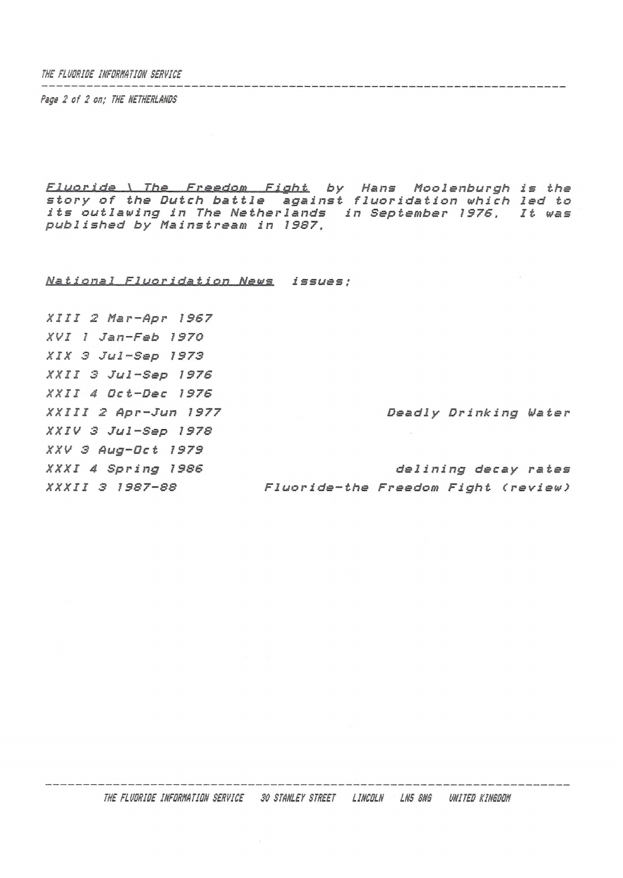*Fluoride \ The Freedom Fight* by Hans Moolenburgh is the story of the Dutch battle against fluoridation which led to its outlawing in The Netherlands in September 1976. It was published by Mainstream in 1987.

*National Fluoridation News* issues;

| | |
|---|---|
| XIII 2 Mar-Apr 1967 | |
| XVI 1 Jan-Feb 1970 | |
| XIX 3 Jul-Sep 1973 | |
| XXII 3 Jul-Sep 1976 | |
| XXII 4 Oct-Dec 1976 | |
| XXIII 2 Apr-Jun 1977 | Deadly Drinking Water |
| XXIV 3 Jul-Sep 1978 | |
| XXV 3 Aug-Oct 1979 | |
| XXXI 4 Spring 1986 | delining decay rates |
| XXXII 3 1987-88 | Fluoride-the Freedom Fight (review) |